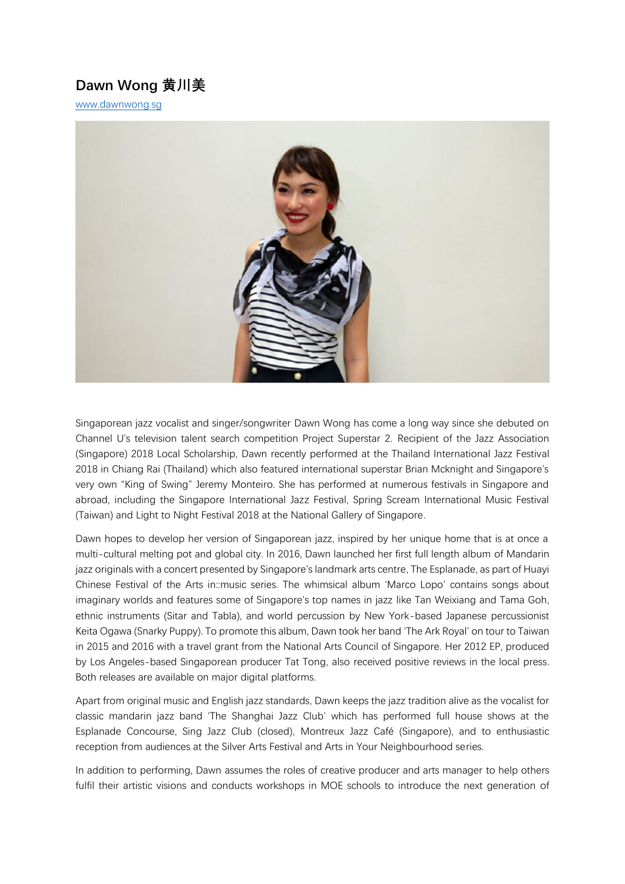# Dawn Wong 黄川美

www.dawnwong.sg

Singaporean jazz vocalist and singer/songwriter Dawn Wong has come a long way since she debuted on Channel U's television talent search competition Project Superstar 2. Recipient of the Jazz Association (Singapore) 2018 Local Scholarship, Dawn recently performed at the Thailand International Jazz Festival 2018 in Chiang Rai (Thailand) which also featured international superstar Brian Mcknight and Singapore's very own "King of Swing" Jeremy Monteiro. She has performed at numerous festivals in Singapore and abroad, including the Singapore International Jazz Festival, Spring Scream International Music Festival (Taiwan) and Light to Night Festival 2018 at the National Gallery of Singapore.

Dawn hopes to develop her version of Singaporean jazz, inspired by her unique home that is at once a multi-cultural melting pot and global city. In 2016, Dawn launched her first full length album of Mandarin jazz originals with a concert presented by Singapore's landmark arts centre, The Esplanade, as part of Huayi Chinese Festival of the Arts in::music series. The whimsical album 'Marco Lopo' contains songs about imaginary worlds and features some of Singapore's top names in jazz like Tan Weixiang and Tama Goh, ethnic instruments (Sitar and Tabla), and world percussion by New York-based Japanese percussionist Keita Ogawa (Snarky Puppy). To promote this album, Dawn took her band 'The Ark Royal' on tour to Taiwan in 2015 and 2016 with a travel grant from the National Arts Council of Singapore. Her 2012 EP, produced by Los Angeles-based Singaporean producer Tat Tong, also received positive reviews in the local press. Both releases are available on major digital platforms.

Apart from original music and English jazz standards, Dawn keeps the jazz tradition alive as the vocalist for classic mandarin jazz band 'The Shanghai Jazz Club' which has performed full house shows at the Esplanade Concourse, Sing Jazz Club (closed), Montreux Jazz Café (Singapore), and to enthusiastic reception from audiences at the Silver Arts Festival and Arts in Your Neighbourhood series.

In addition to performing, Dawn assumes the roles of creative producer and arts manager to help others fulfil their artistic visions and conducts workshops in MOE schools to introduce the next generation of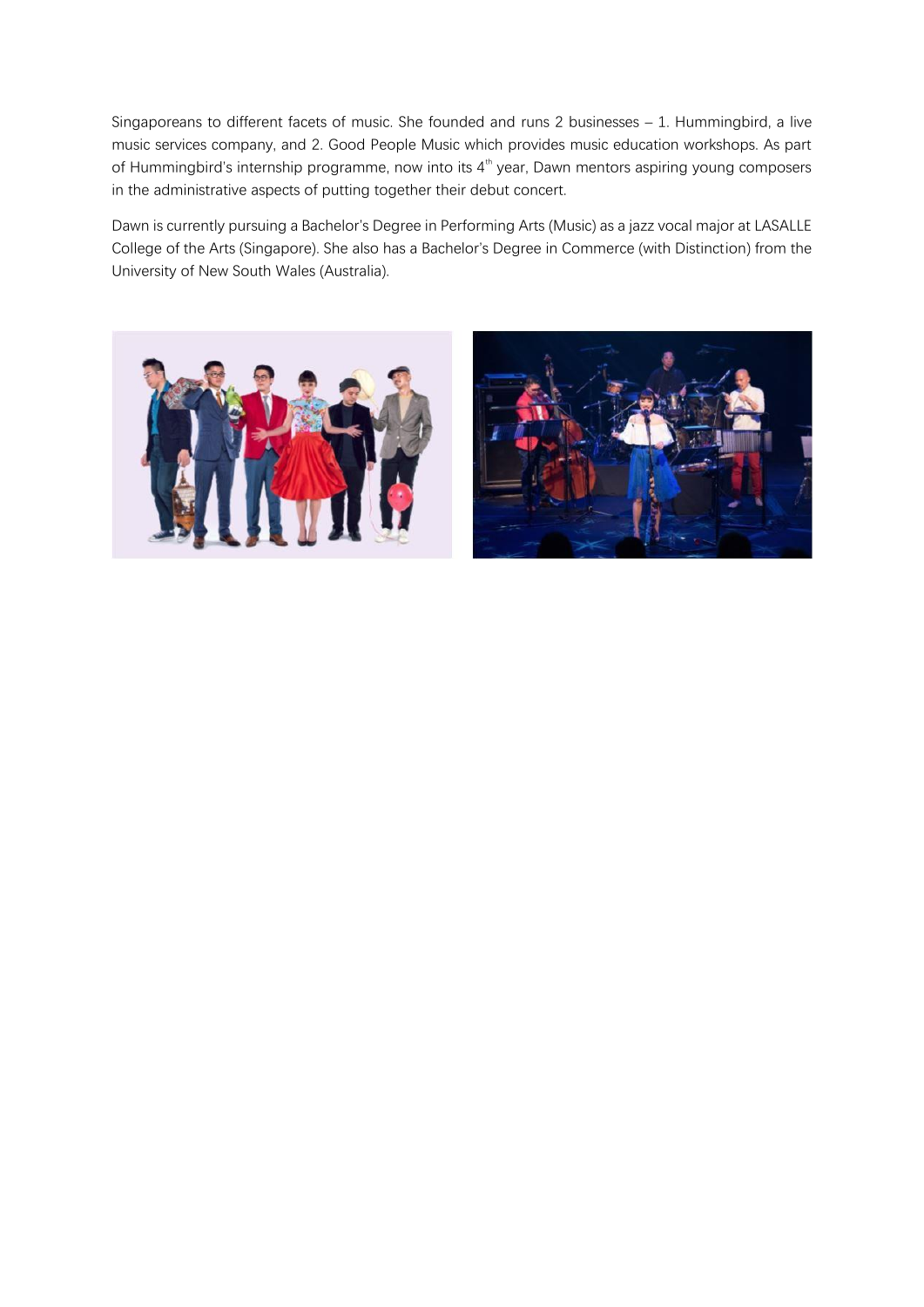Singaporeans to different facets of music. She founded and runs 2 businesses – 1. Hummingbird, a live music services company, and 2. Good People Music which provides music education workshops. As part of Hummingbird's internship programme, now into its 4th year, Dawn mentors aspiring young composers in the administrative aspects of putting together their debut concert.

Dawn is currently pursuing a Bachelor's Degree in Performing Arts (Music) as a jazz vocal major at LASALLE College of the Arts (Singapore). She also has a Bachelor's Degree in Commerce (with Distinction) from the University of New South Wales (Australia).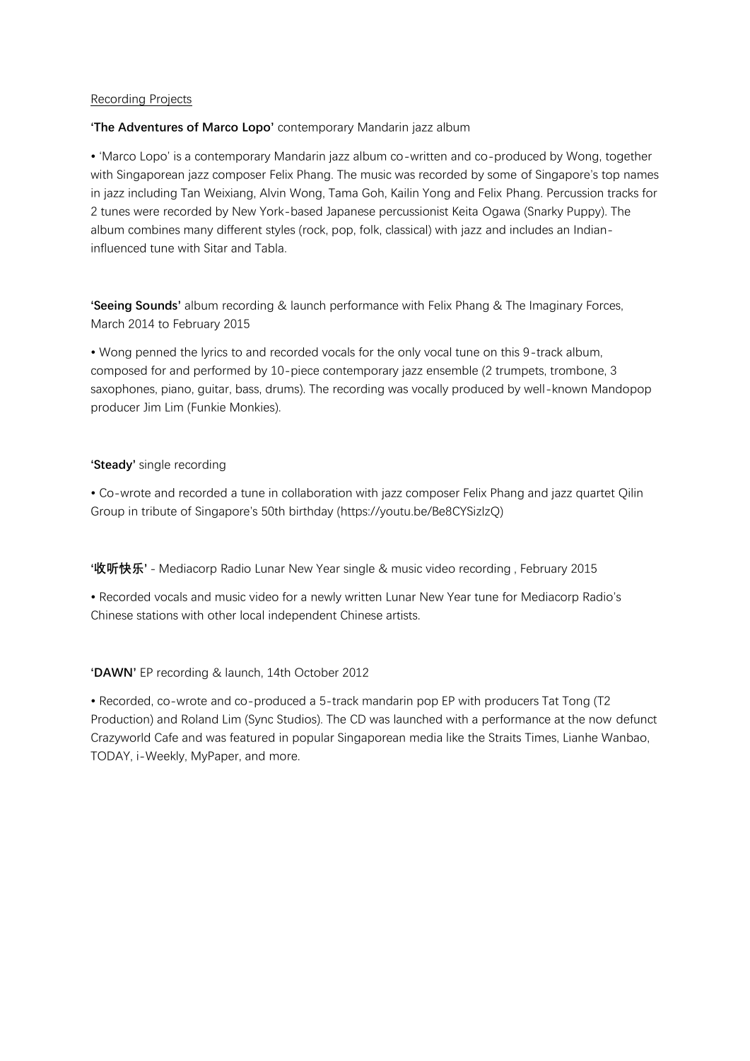Recording Projects

**'The Adventures of Marco Lopo'** contemporary Mandarin jazz album

• 'Marco Lopo' is a contemporary Mandarin jazz album co-written and co-produced by Wong, together with Singaporean jazz composer Felix Phang. The music was recorded by some of Singapore's top names in jazz including Tan Weixiang, Alvin Wong, Tama Goh, Kailin Yong and Felix Phang. Percussion tracks for 2 tunes were recorded by New York-based Japanese percussionist Keita Ogawa (Snarky Puppy). The album combines many different styles (rock, pop, folk, classical) with jazz and includes an Indian-influenced tune with Sitar and Tabla.

**'Seeing Sounds'** album recording & launch performance with Felix Phang & The Imaginary Forces, March 2014 to February 2015

• Wong penned the lyrics to and recorded vocals for the only vocal tune on this 9-track album, composed for and performed by 10-piece contemporary jazz ensemble (2 trumpets, trombone, 3 saxophones, piano, guitar, bass, drums). The recording was vocally produced by well-known Mandopop producer Jim Lim (Funkie Monkies).

**'Steady'** single recording

• Co-wrote and recorded a tune in collaboration with jazz composer Felix Phang and jazz quartet Qilin Group in tribute of Singapore's 50th birthday (https://youtu.be/Be8CYSizlzQ)

**'收听快乐'** - Mediacorp Radio Lunar New Year single & music video recording , February 2015

• Recorded vocals and music video for a newly written Lunar New Year tune for Mediacorp Radio's Chinese stations with other local independent Chinese artists.

**'DAWN'** EP recording & launch, 14th October 2012

• Recorded, co-wrote and co-produced a 5-track mandarin pop EP with producers Tat Tong (T2 Production) and Roland Lim (Sync Studios). The CD was launched with a performance at the now defunct Crazyworld Cafe and was featured in popular Singaporean media like the Straits Times, Lianhe Wanbao, TODAY, i-Weekly, MyPaper, and more.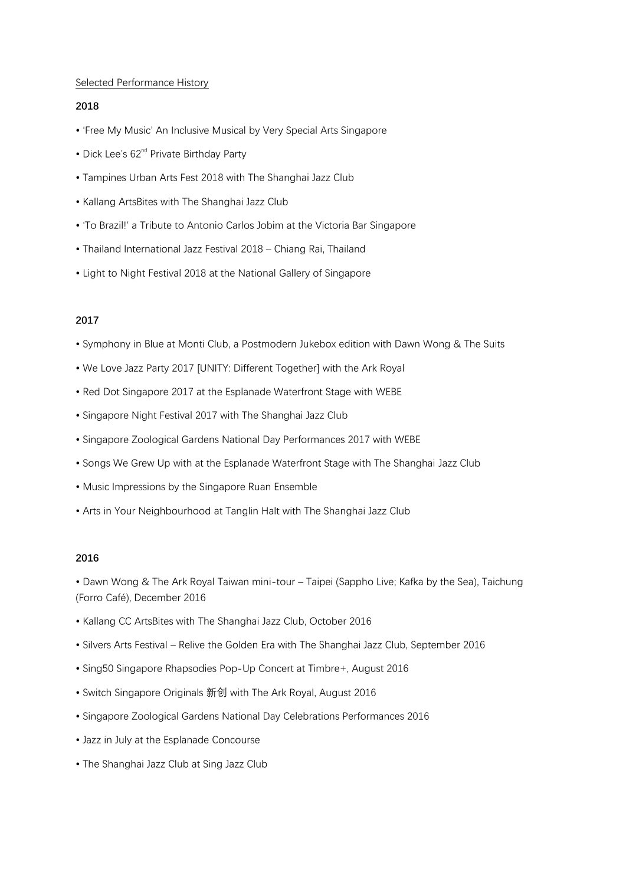Selected Performance History

**2018**

- 'Free My Music' An Inclusive Musical by Very Special Arts Singapore
- Dick Lee's 62nd Private Birthday Party
- Tampines Urban Arts Fest 2018 with The Shanghai Jazz Club
- Kallang ArtsBites with The Shanghai Jazz Club
- 'To Brazil!' a Tribute to Antonio Carlos Jobim at the Victoria Bar Singapore
- Thailand International Jazz Festival 2018 – Chiang Rai, Thailand
- Light to Night Festival 2018 at the National Gallery of Singapore

**2017**

- Symphony in Blue at Monti Club, a Postmodern Jukebox edition with Dawn Wong & The Suits
- We Love Jazz Party 2017 [UNITY: Different Together] with the Ark Royal
- Red Dot Singapore 2017 at the Esplanade Waterfront Stage with WEBE
- Singapore Night Festival 2017 with The Shanghai Jazz Club
- Singapore Zoological Gardens National Day Performances 2017 with WEBE
- Songs We Grew Up with at the Esplanade Waterfront Stage with The Shanghai Jazz Club
- Music Impressions by the Singapore Ruan Ensemble
- Arts in Your Neighbourhood at Tanglin Halt with The Shanghai Jazz Club

**2016**

- Dawn Wong & The Ark Royal Taiwan mini-tour – Taipei (Sappho Live; Kafka by the Sea), Taichung (Forro Café), December 2016
- Kallang CC ArtsBites with The Shanghai Jazz Club, October 2016
- Silvers Arts Festival – Relive the Golden Era with The Shanghai Jazz Club, September 2016
- Sing50 Singapore Rhapsodies Pop-Up Concert at Timbre+, August 2016
- Switch Singapore Originals 新创 with The Ark Royal, August 2016
- Singapore Zoological Gardens National Day Celebrations Performances 2016
- Jazz in July at the Esplanade Concourse
- The Shanghai Jazz Club at Sing Jazz Club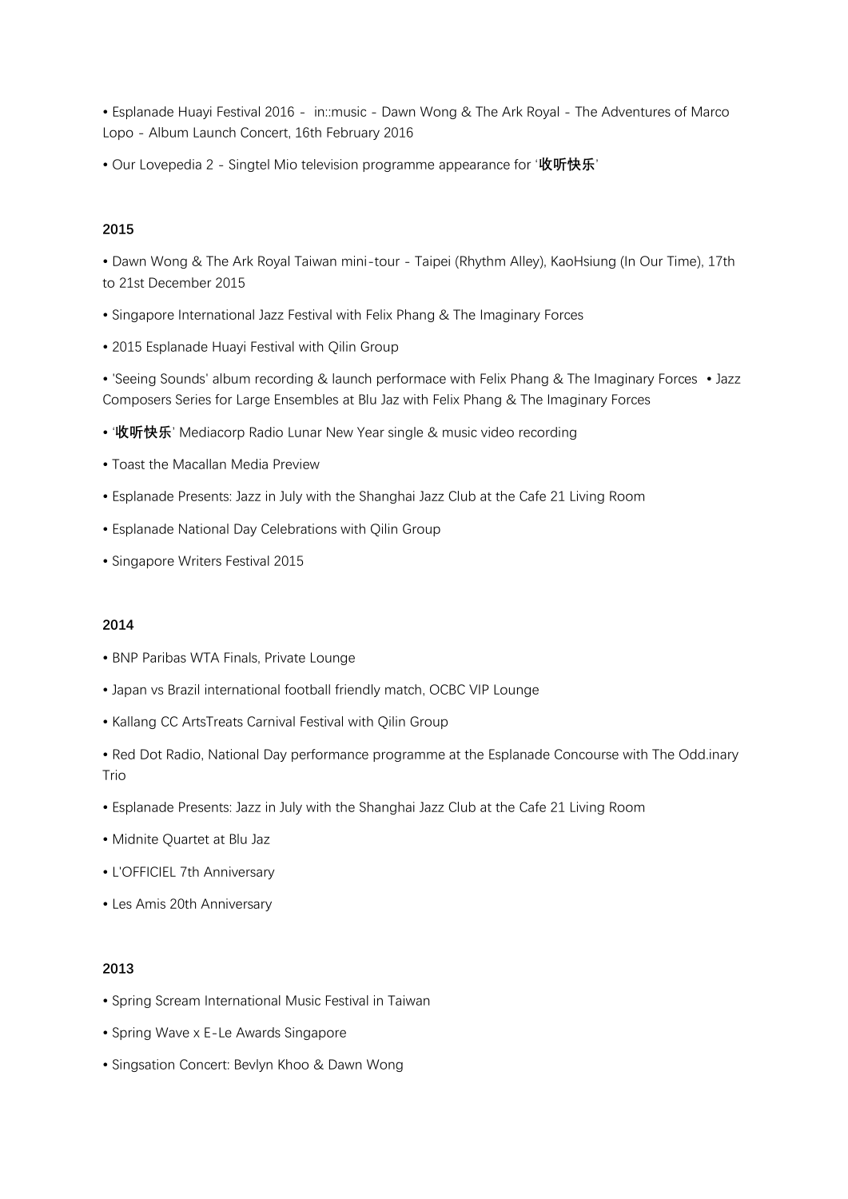• Esplanade Huayi Festival 2016 - in::music - Dawn Wong & The Ark Royal - The Adventures of Marco Lopo - Album Launch Concert, 16th February 2016

• Our Lovepedia 2 - Singtel Mio television programme appearance for '**收听快乐**'

**2015**

• Dawn Wong & The Ark Royal Taiwan mini-tour - Taipei (Rhythm Alley), KaoHsiung (In Our Time), 17th to 21st December 2015

• Singapore International Jazz Festival with Felix Phang & The Imaginary Forces

• 2015 Esplanade Huayi Festival with Qilin Group

• 'Seeing Sounds' album recording & launch performace with Felix Phang & The Imaginary Forces • Jazz Composers Series for Large Ensembles at Blu Jaz with Felix Phang & The Imaginary Forces

• '**收听快乐**' Mediacorp Radio Lunar New Year single & music video recording

• Toast the Macallan Media Preview

• Esplanade Presents: Jazz in July with the Shanghai Jazz Club at the Cafe 21 Living Room

• Esplanade National Day Celebrations with Qilin Group

• Singapore Writers Festival 2015

**2014**

• BNP Paribas WTA Finals, Private Lounge

• Japan vs Brazil international football friendly match, OCBC VIP Lounge

• Kallang CC ArtsTreats Carnival Festival with Qilin Group

• Red Dot Radio, National Day performance programme at the Esplanade Concourse with The Odd.inary Trio

• Esplanade Presents: Jazz in July with the Shanghai Jazz Club at the Cafe 21 Living Room

• Midnite Quartet at Blu Jaz

• L'OFFICIEL 7th Anniversary

• Les Amis 20th Anniversary

**2013**

• Spring Scream International Music Festival in Taiwan

• Spring Wave x E-Le Awards Singapore

• Singsation Concert: Bevlyn Khoo & Dawn Wong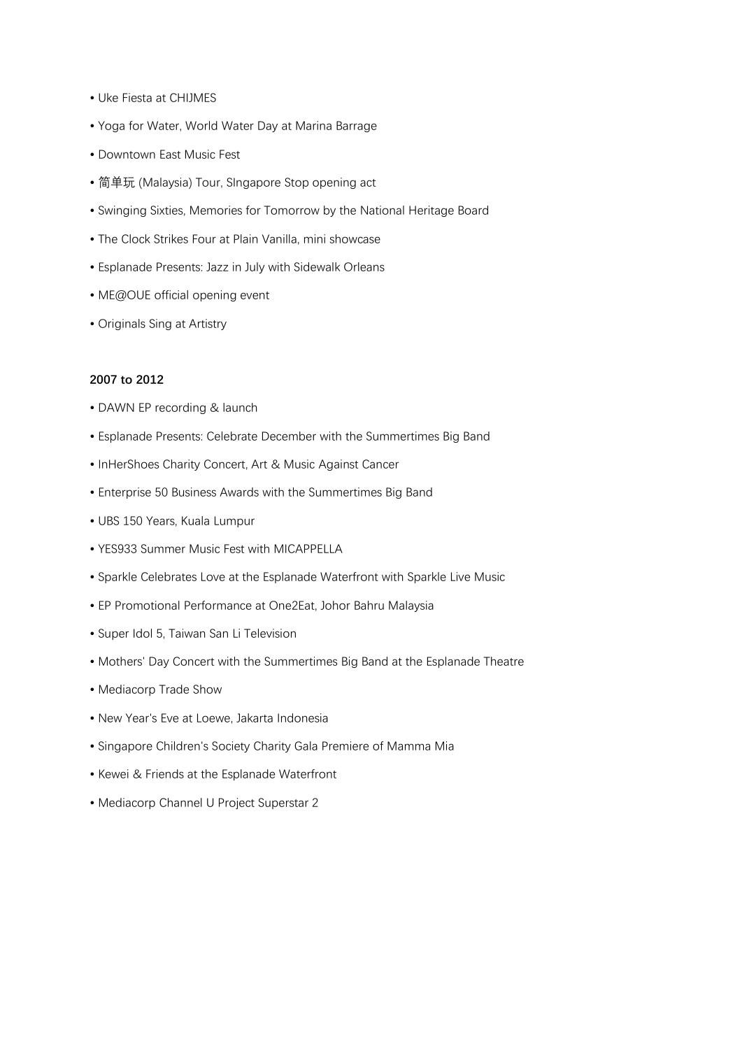- Uke Fiesta at CHIJMES
- Yoga for Water, World Water Day at Marina Barrage
- Downtown East Music Fest
- 简单玩 (Malaysia) Tour, SIngapore Stop opening act
- Swinging Sixties, Memories for Tomorrow by the National Heritage Board
- The Clock Strikes Four at Plain Vanilla, mini showcase
- Esplanade Presents: Jazz in July with Sidewalk Orleans
- ME@OUE official opening event
- Originals Sing at Artistry

**2007 to 2012**

- DAWN EP recording & launch
- Esplanade Presents: Celebrate December with the Summertimes Big Band
- InHerShoes Charity Concert, Art & Music Against Cancer
- Enterprise 50 Business Awards with the Summertimes Big Band
- UBS 150 Years, Kuala Lumpur
- YES933 Summer Music Fest with MICAPPELLA
- Sparkle Celebrates Love at the Esplanade Waterfront with Sparkle Live Music
- EP Promotional Performance at One2Eat, Johor Bahru Malaysia
- Super Idol 5, Taiwan San Li Television
- Mothers' Day Concert with the Summertimes Big Band at the Esplanade Theatre
- Mediacorp Trade Show
- New Year's Eve at Loewe, Jakarta Indonesia
- Singapore Children's Society Charity Gala Premiere of Mamma Mia
- Kewei & Friends at the Esplanade Waterfront
- Mediacorp Channel U Project Superstar 2